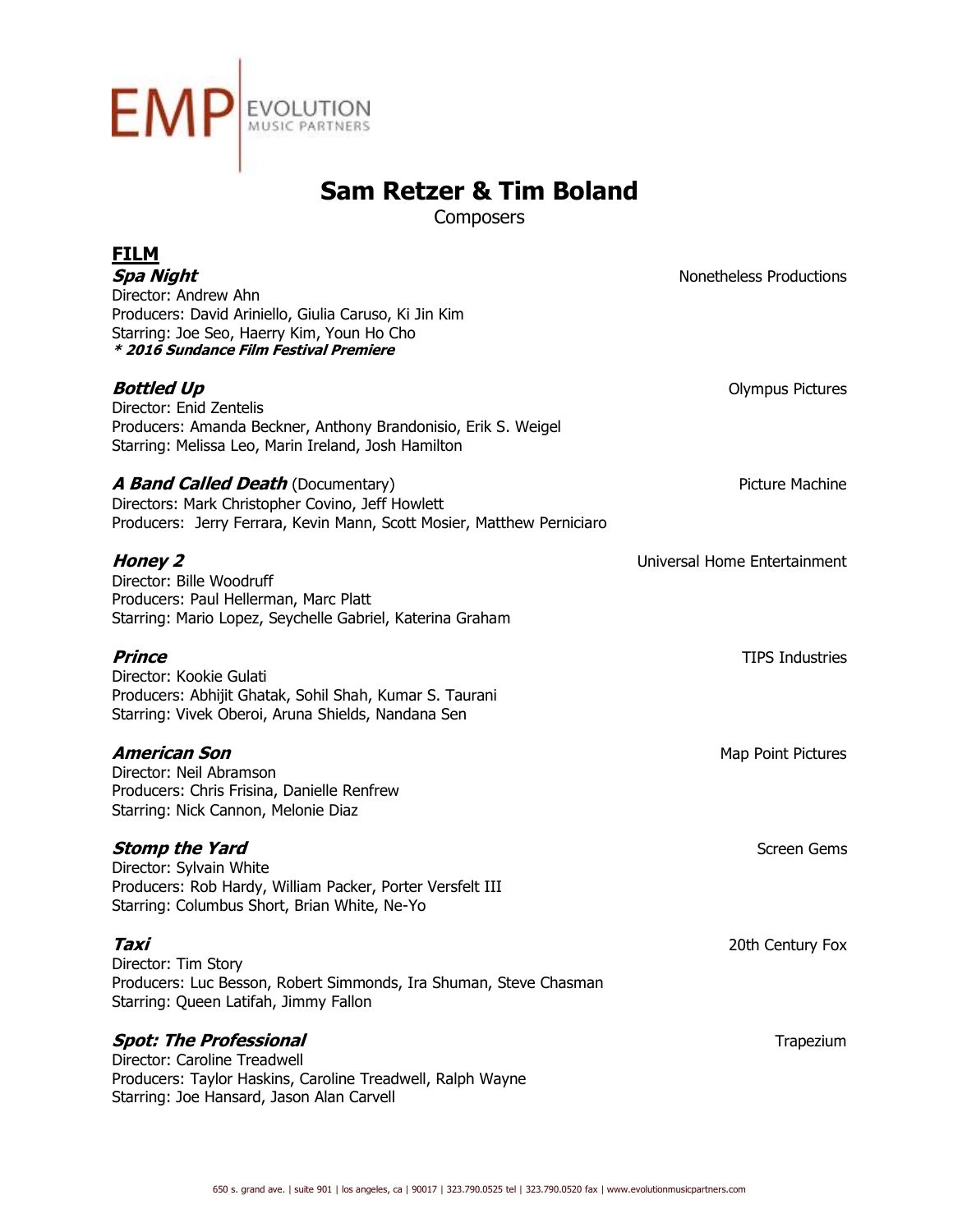EMP | EVOLUTION MUSIC PARTNERS

# Sam Retzer & Tim Boland

Composers

## FILM

***Spa Night*** — Nonetheless Productions
Director: Andrew Ahn
Producers: David Ariniello, Giulia Caruso, Ki Jin Kim
Starring: Joe Seo, Haerry Kim, Youn Ho Cho
***\* 2016 Sundance Film Festival Premiere***

***Bottled Up*** — Olympus Pictures
Director: Enid Zentelis
Producers: Amanda Beckner, Anthony Brandonisio, Erik S. Weigel
Starring: Melissa Leo, Marin Ireland, Josh Hamilton

***A Band Called Death*** (Documentary) — Picture Machine
Directors: Mark Christopher Covino, Jeff Howlett
Producers: Jerry Ferrara, Kevin Mann, Scott Mosier, Matthew Perniciaro

***Honey 2*** — Universal Home Entertainment
Director: Bille Woodruff
Producers: Paul Hellerman, Marc Platt
Starring: Mario Lopez, Seychelle Gabriel, Katerina Graham

***Prince*** — TIPS Industries
Director: Kookie Gulati
Producers: Abhijit Ghatak, Sohil Shah, Kumar S. Taurani
Starring: Vivek Oberoi, Aruna Shields, Nandana Sen

***American Son*** — Map Point Pictures
Director: Neil Abramson
Producers: Chris Frisina, Danielle Renfrew
Starring: Nick Cannon, Melonie Diaz

***Stomp the Yard*** — Screen Gems
Director: Sylvain White
Producers: Rob Hardy, William Packer, Porter Versfelt III
Starring: Columbus Short, Brian White, Ne-Yo

***Taxi*** — 20th Century Fox
Director: Tim Story
Producers: Luc Besson, Robert Simmonds, Ira Shuman, Steve Chasman
Starring: Queen Latifah, Jimmy Fallon

***Spot: The Professional*** — Trapezium
Director: Caroline Treadwell
Producers: Taylor Haskins, Caroline Treadwell, Ralph Wayne
Starring: Joe Hansard, Jason Alan Carvell

650 s. grand ave. | suite 901 | los angeles, ca | 90017 | 323.790.0525 tel | 323.790.0520 fax | www.evolutionmusicpartners.com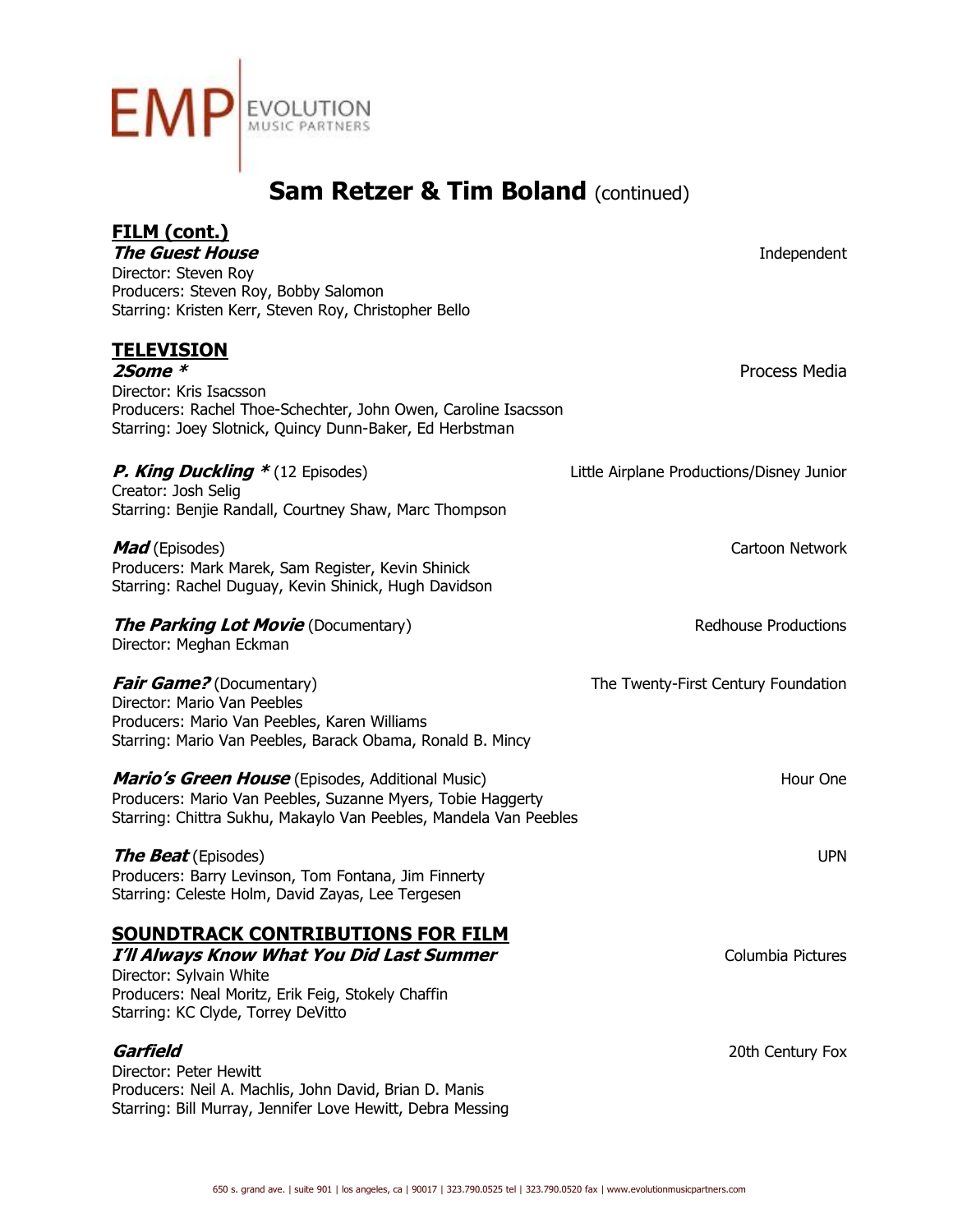# Sam Retzer & Tim Boland (continued)

## FILM (cont.)

***The Guest House*** — Independent
Director: Steven Roy
Producers: Steven Roy, Bobby Salomon
Starring: Kristen Kerr, Steven Roy, Christopher Bello

## TELEVISION

***2Some **** — Process Media
Director: Kris Isacsson
Producers: Rachel Thoe-Schechter, John Owen, Caroline Isacsson
Starring: Joey Slotnick, Quincy Dunn-Baker, Ed Herbstman

***P. King Duckling **** (12 Episodes) — Little Airplane Productions/Disney Junior
Creator: Josh Selig
Starring: Benjie Randall, Courtney Shaw, Marc Thompson

***Mad*** (Episodes) — Cartoon Network
Producers: Mark Marek, Sam Register, Kevin Shinick
Starring: Rachel Duguay, Kevin Shinick, Hugh Davidson

***The Parking Lot Movie*** (Documentary) — Redhouse Productions
Director: Meghan Eckman

***Fair Game?*** (Documentary) — The Twenty-First Century Foundation
Director: Mario Van Peebles
Producers: Mario Van Peebles, Karen Williams
Starring: Mario Van Peebles, Barack Obama, Ronald B. Mincy

***Mario's Green House*** (Episodes, Additional Music) — Hour One
Producers: Mario Van Peebles, Suzanne Myers, Tobie Haggerty
Starring: Chittra Sukhu, Makaylo Van Peebles, Mandela Van Peebles

***The Beat*** (Episodes) — UPN
Producers: Barry Levinson, Tom Fontana, Jim Finnerty
Starring: Celeste Holm, David Zayas, Lee Tergesen

## SOUNDTRACK CONTRIBUTIONS FOR FILM

***I'll Always Know What You Did Last Summer*** — Columbia Pictures
Director: Sylvain White
Producers: Neal Moritz, Erik Feig, Stokely Chaffin
Starring: KC Clyde, Torrey DeVitto

***Garfield*** — 20th Century Fox
Director: Peter Hewitt
Producers: Neil A. Machlis, John David, Brian D. Manis
Starring: Bill Murray, Jennifer Love Hewitt, Debra Messing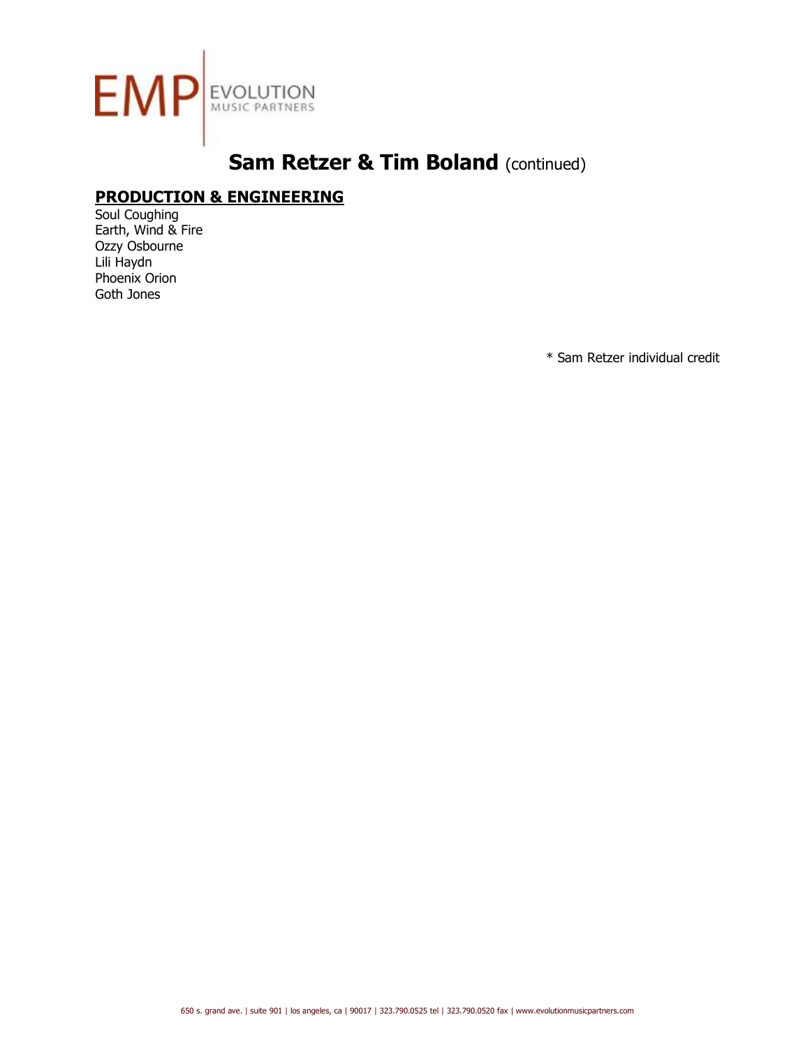# Sam Retzer & Tim Boland (continued)

## PRODUCTION & ENGINEERING

Soul Coughing
Earth, Wind & Fire
Ozzy Osbourne
Lili Haydn
Phoenix Orion
Goth Jones

* Sam Retzer individual credit